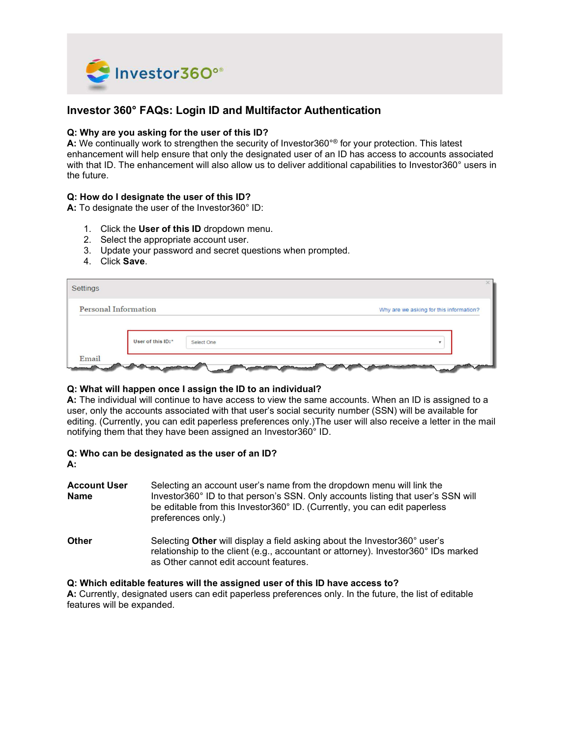# Investor 360° FAQs: Login ID and Multifactor Authentication

**Q: Why are you asking for the user of this ID?**
**A:** We continually work to strengthen the security of Investor360°® for your protection. This latest enhancement will help ensure that only the designated user of an ID has access to accounts associated with that ID. The enhancement will also allow us to deliver additional capabilities to Investor360° users in the future.

**Q: How do I designate the user of this ID?**
**A:** To designate the user of the Investor360° ID:

1. Click the **User of this ID** dropdown menu.
2. Select the appropriate account user.
3. Update your password and secret questions when prompted.
4. Click **Save**.

Settings

Personal Information

Why are we asking for this information?

User of this ID:* Select One

Email

**Q: What will happen once I assign the ID to an individual?**
**A:** The individual will continue to have access to view the same accounts. When an ID is assigned to a user, only the accounts associated with that user's social security number (SSN) will be available for editing. (Currently, you can edit paperless preferences only.)The user will also receive a letter in the mail notifying them that they have been assigned an Investor360° ID.

**Q: Who can be designated as the user of an ID?**
**A:**

| | |
|---|---|
| **Account User Name** | Selecting an account user's name from the dropdown menu will link the Investor360° ID to that person's SSN. Only accounts listing that user's SSN will be editable from this Investor360° ID. (Currently, you can edit paperless preferences only.) |
| **Other** | Selecting **Other** will display a field asking about the Investor360° user's relationship to the client (e.g., accountant or attorney). Investor360° IDs marked as Other cannot edit account features. |

**Q: Which editable features will the assigned user of this ID have access to?**
**A:** Currently, designated users can edit paperless preferences only. In the future, the list of editable features will be expanded.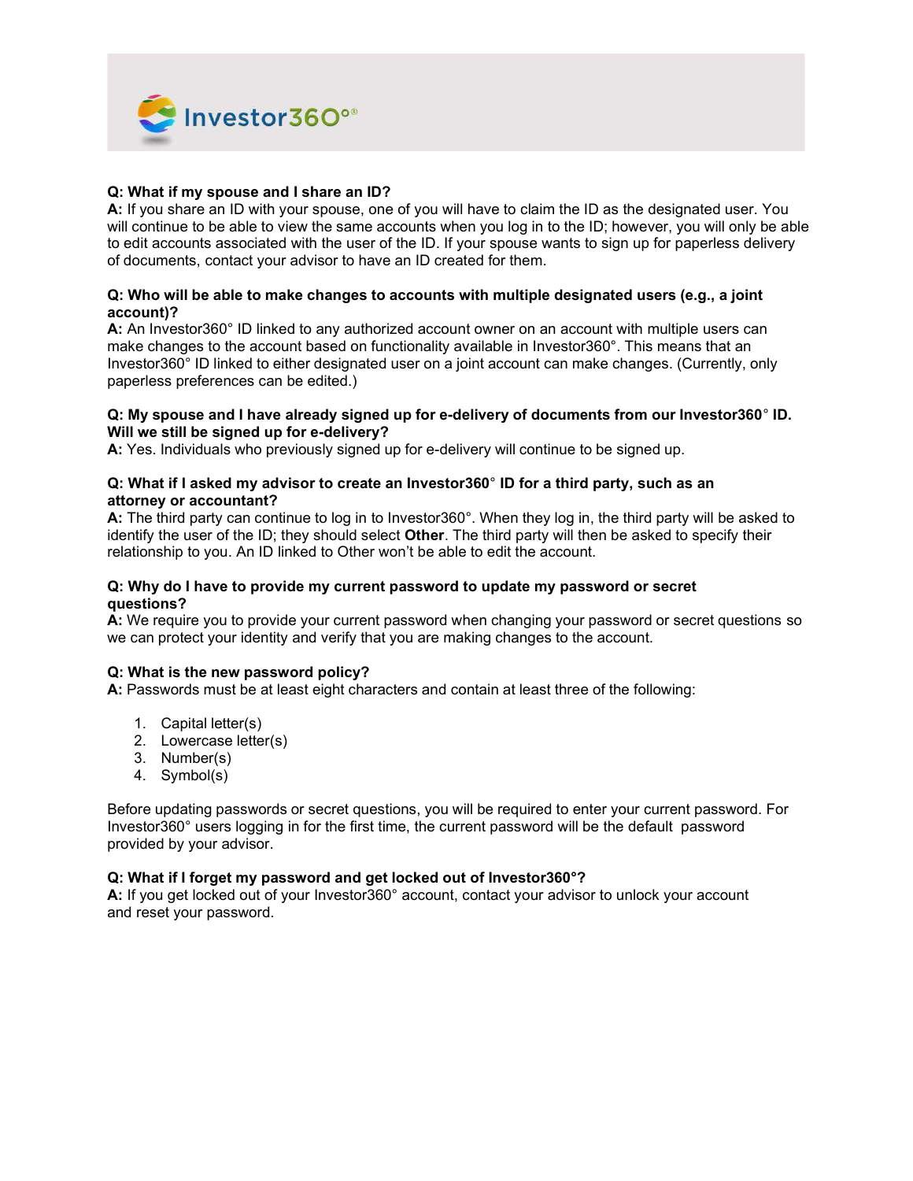**Q: What if my spouse and I share an ID?**
**A:** If you share an ID with your spouse, one of you will have to claim the ID as the designated user. You will continue to be able to view the same accounts when you log in to the ID; however, you will only be able to edit accounts associated with the user of the ID. If your spouse wants to sign up for paperless delivery of documents, contact your advisor to have an ID created for them.

**Q: Who will be able to make changes to accounts with multiple designated users (e.g., a joint account)?**
**A:** An Investor360° ID linked to any authorized account owner on an account with multiple users can make changes to the account based on functionality available in Investor360°. This means that an Investor360° ID linked to either designated user on a joint account can make changes. (Currently, only paperless preferences can be edited.)

**Q: My spouse and I have already signed up for e-delivery of documents from our Investor360° ID. Will we still be signed up for e-delivery?**
**A:** Yes. Individuals who previously signed up for e-delivery will continue to be signed up.

**Q: What if I asked my advisor to create an Investor360° ID for a third party, such as an attorney or accountant?**
**A:** The third party can continue to log in to Investor360°. When they log in, the third party will be asked to identify the user of the ID; they should select **Other**. The third party will then be asked to specify their relationship to you. An ID linked to Other won't be able to edit the account.

**Q: Why do I have to provide my current password to update my password or secret questions?**
**A:** We require you to provide your current password when changing your password or secret questions so we can protect your identity and verify that you are making changes to the account.

**Q: What is the new password policy?**
**A:** Passwords must be at least eight characters and contain at least three of the following:

1. Capital letter(s)
2. Lowercase letter(s)
3. Number(s)
4. Symbol(s)

Before updating passwords or secret questions, you will be required to enter your current password. For Investor360° users logging in for the first time, the current password will be the default password provided by your advisor.

**Q: What if I forget my password and get locked out of Investor360°?**
**A:** If you get locked out of your Investor360° account, contact your advisor to unlock your account and reset your password.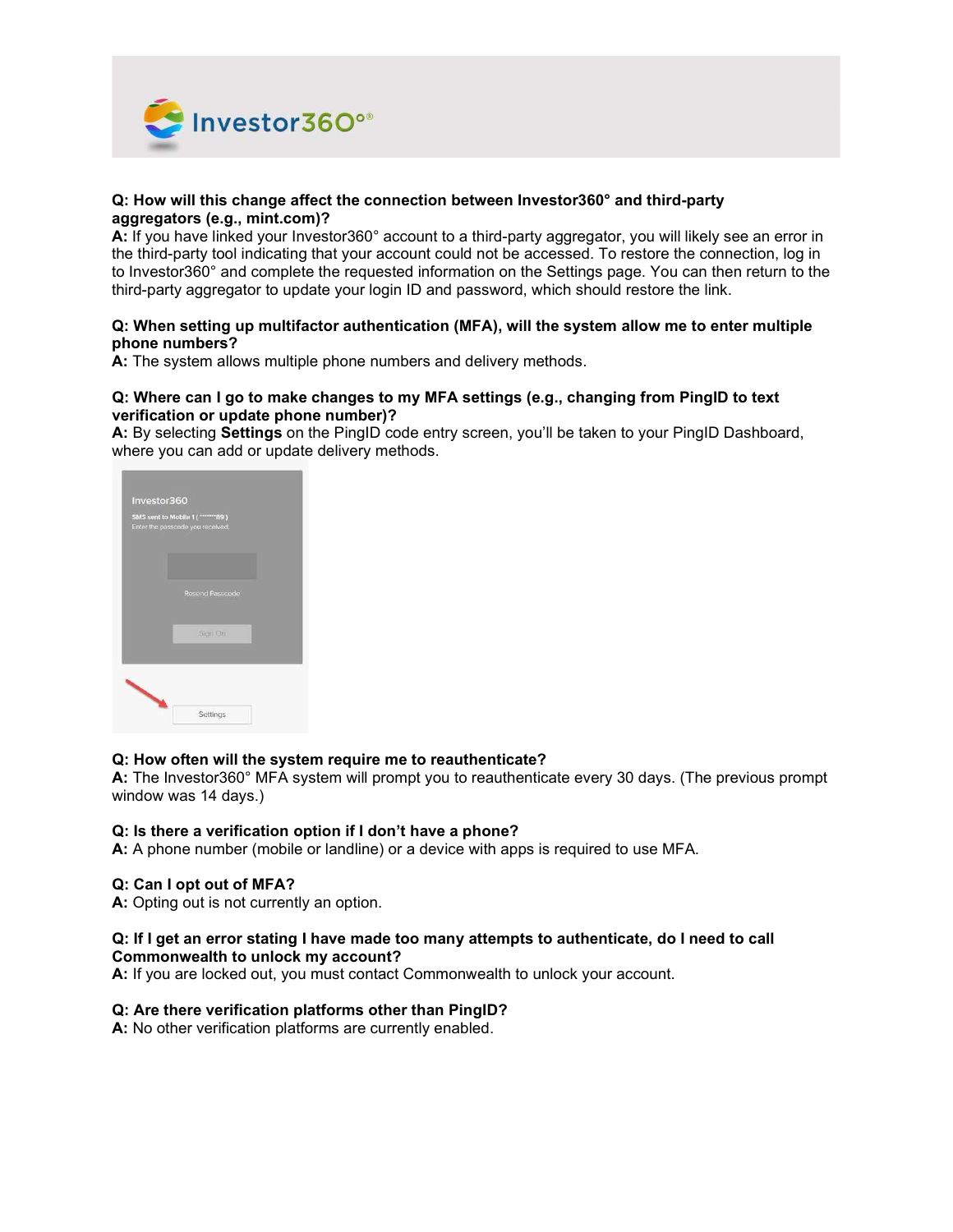**Q: How will this change affect the connection between Investor360° and third-party aggregators (e.g., mint.com)?**
**A:** If you have linked your Investor360° account to a third-party aggregator, you will likely see an error in the third-party tool indicating that your account could not be accessed. To restore the connection, log in to Investor360° and complete the requested information on the Settings page. You can then return to the third-party aggregator to update your login ID and password, which should restore the link.

**Q: When setting up multifactor authentication (MFA), will the system allow me to enter multiple phone numbers?**
**A:** The system allows multiple phone numbers and delivery methods.

**Q: Where can I go to make changes to my MFA settings (e.g., changing from PingID to text verification or update phone number)?**
**A:** By selecting **Settings** on the PingID code entry screen, you'll be taken to your PingID Dashboard, where you can add or update delivery methods.

**Q: How often will the system require me to reauthenticate?**
**A:** The Investor360° MFA system will prompt you to reauthenticate every 30 days. (The previous prompt window was 14 days.)

**Q: Is there a verification option if I don't have a phone?**
**A:** A phone number (mobile or landline) or a device with apps is required to use MFA.

**Q: Can I opt out of MFA?**
**A:** Opting out is not currently an option.

**Q: If I get an error stating I have made too many attempts to authenticate, do I need to call Commonwealth to unlock my account?**
**A:** If you are locked out, you must contact Commonwealth to unlock your account.

**Q: Are there verification platforms other than PingID?**
**A:** No other verification platforms are currently enabled.